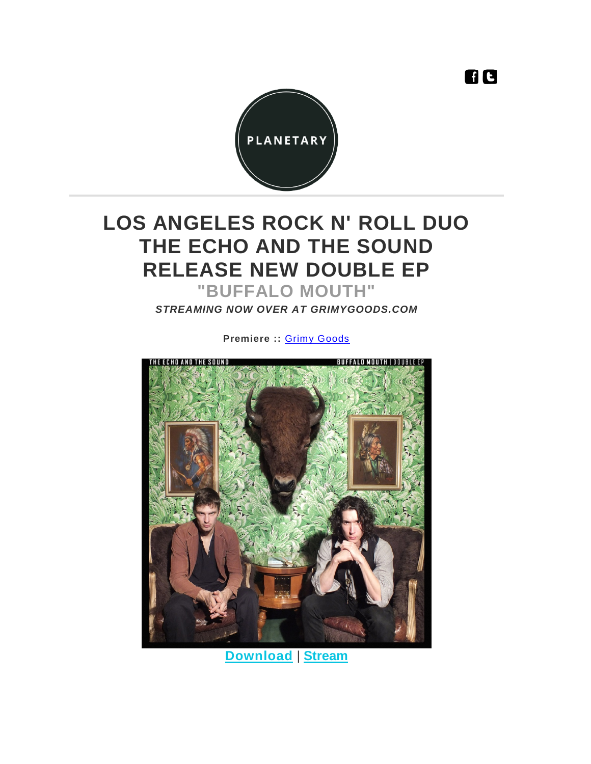PLANETARY

# LOS ANGELES ROCK N' ROLL DUO THE ECHO AND THE SOUND RELEASE NEW DOUBLE EP

## "BUFFALO MOUTH"

***STREAMING NOW OVER AT GRIMYGOODS.COM***

**Premiere ::** Grimy Goods

**Download** | **Stream**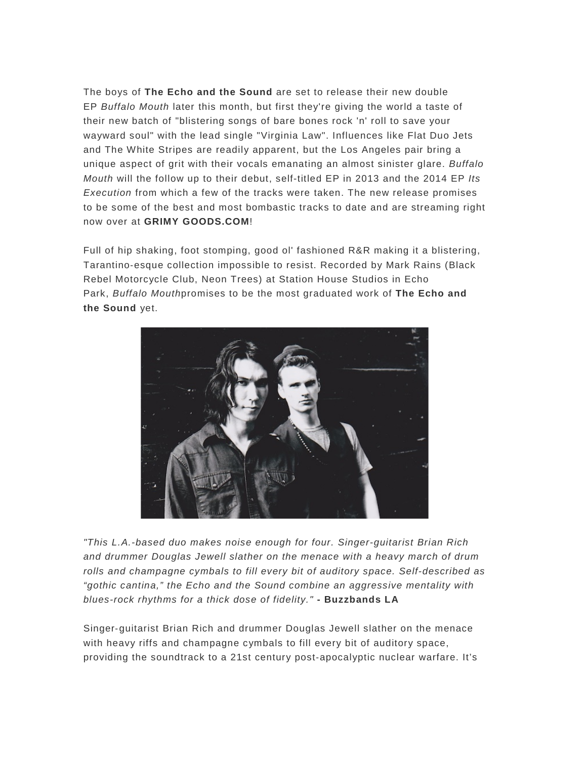The boys of **The Echo and the Sound** are set to release their new double EP *Buffalo Mouth* later this month, but first they're giving the world a taste of their new batch of "blistering songs of bare bones rock 'n' roll to save your wayward soul" with the lead single "Virginia Law". Influences like Flat Duo Jets and The White Stripes are readily apparent, but the Los Angeles pair bring a unique aspect of grit with their vocals emanating an almost sinister glare. *Buffalo Mouth* will the follow up to their debut, self-titled EP in 2013 and the 2014 EP *Its Execution* from which a few of the tracks were taken. The new release promises to be some of the best and most bombastic tracks to date and are streaming right now over at **GRIMY GOODS.COM**!

Full of hip shaking, foot stomping, good ol' fashioned R&R making it a blistering, Tarantino-esque collection impossible to resist. Recorded by Mark Rains (Black Rebel Motorcycle Club, Neon Trees) at Station House Studios in Echo Park, *Buffalo Mouth*promises to be the most graduated work of **The Echo and the Sound** yet.

*"This L.A.-based duo makes noise enough for four. Singer-guitarist Brian Rich and drummer Douglas Jewell slather on the menace with a heavy march of drum rolls and champagne cymbals to fill every bit of auditory space. Self-described as "gothic cantina," the Echo and the Sound combine an aggressive mentality with blues-rock rhythms for a thick dose of fidelity."* **- Buzzbands LA**

Singer-guitarist Brian Rich and drummer Douglas Jewell slather on the menace with heavy riffs and champagne cymbals to fill every bit of auditory space, providing the soundtrack to a 21st century post-apocalyptic nuclear warfare. It's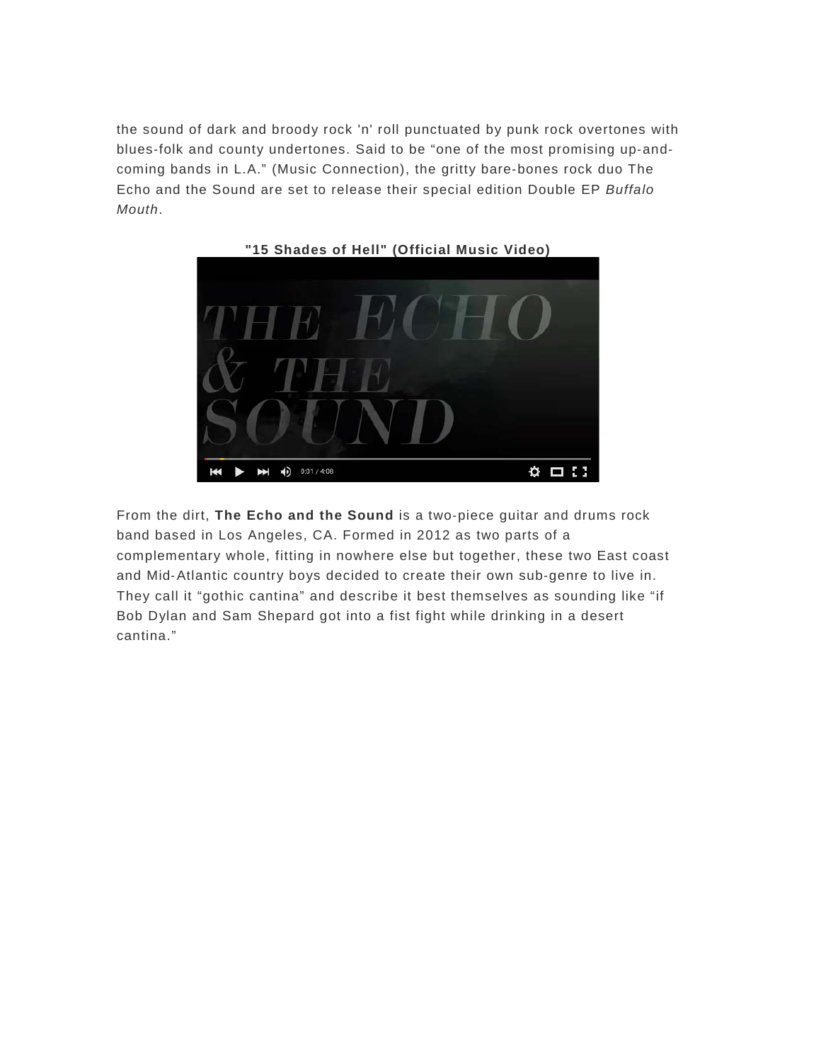the sound of dark and broody rock 'n' roll punctuated by punk rock overtones with blues-folk and county undertones. Said to be "one of the most promising up-and-coming bands in L.A." (Music Connection), the gritty bare-bones rock duo The Echo and the Sound are set to release their special edition Double EP *Buffalo Mouth*.

**"15 Shades of Hell" (Official Music Video)**

From the dirt, **The Echo and the Sound** is a two-piece guitar and drums rock band based in Los Angeles, CA. Formed in 2012 as two parts of a complementary whole, fitting in nowhere else but together, these two East coast and Mid-Atlantic country boys decided to create their own sub-genre to live in. They call it "gothic cantina" and describe it best themselves as sounding like "if Bob Dylan and Sam Shepard got into a fist fight while drinking in a desert cantina."